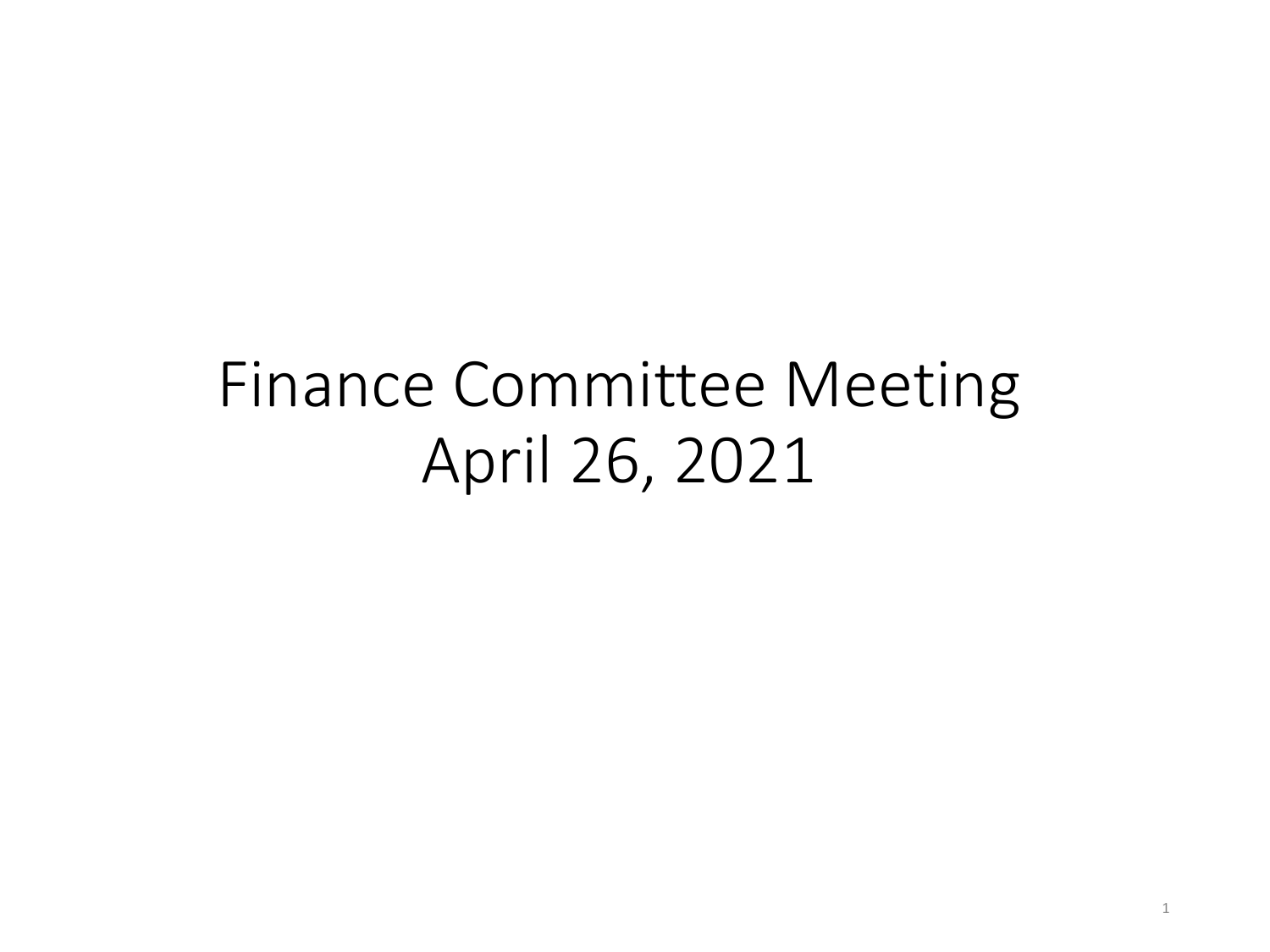# Finance Committee Meeting
April 26, 2021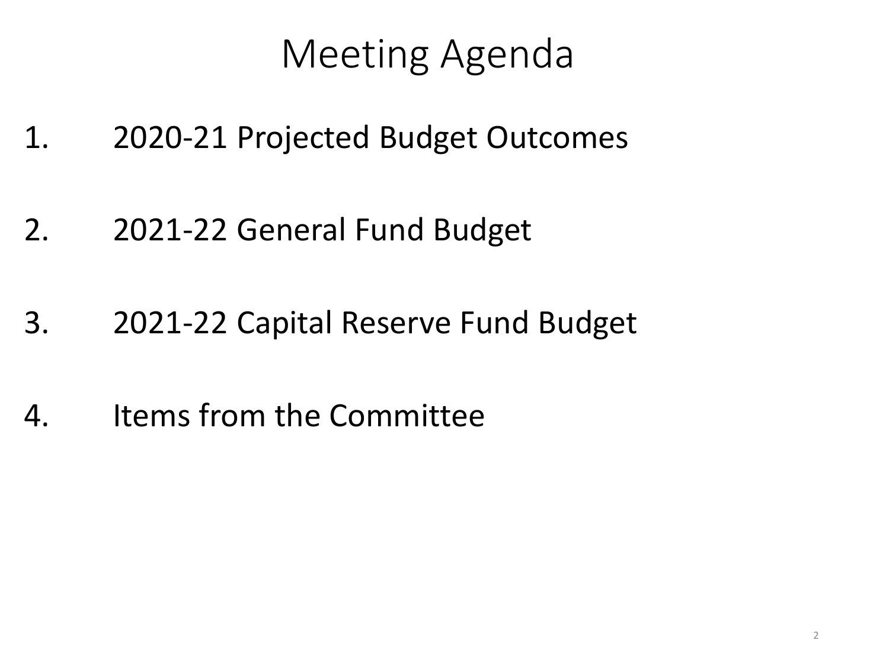# Meeting Agenda

1. 2020-21 Projected Budget Outcomes

2. 2021-22 General Fund Budget

3. 2021-22 Capital Reserve Fund Budget

4. Items from the Committee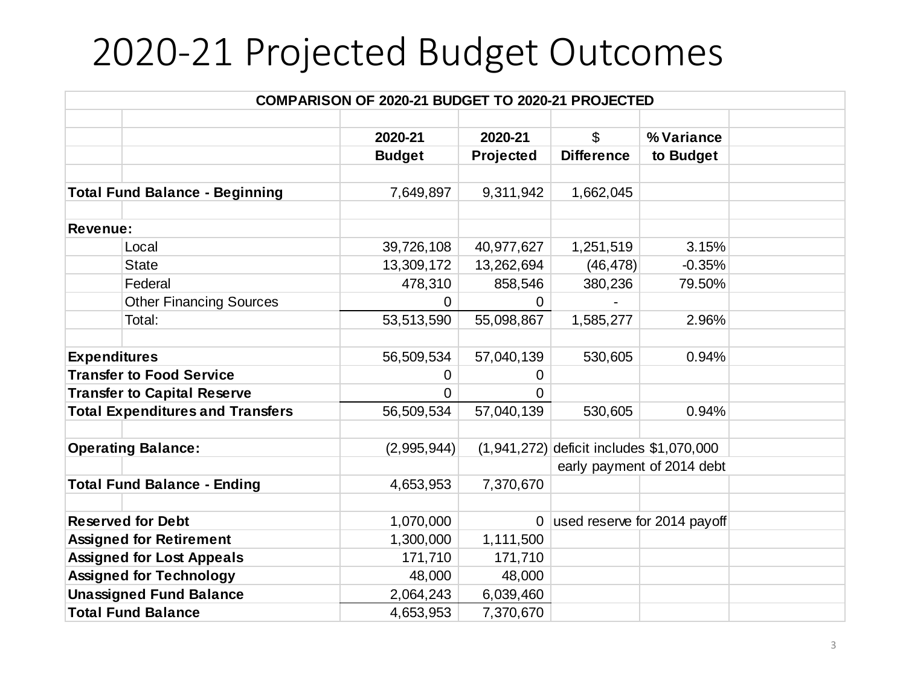# 2020-21 Projected Budget Outcomes

| COMPARISON OF 2020-21 BUDGET TO 2020-21 PROJECTED | | | | | |
|---|---|---|---|---|---|
| | | **2020-21 Budget** | **2020-21 Projected** | **$ Difference** | **% Variance to Budget** |
| **Total Fund Balance - Beginning** | | 7,649,897 | 9,311,942 | 1,662,045 | |
| **Revenue:** | | | | | |
| | Local | 39,726,108 | 40,977,627 | 1,251,519 | 3.15% |
| | State | 13,309,172 | 13,262,694 | (46,478) | -0.35% |
| | Federal | 478,310 | 858,546 | 380,236 | 79.50% |
| | Other Financing Sources | 0 | 0 | - | |
| | Total: | 53,513,590 | 55,098,867 | 1,585,277 | 2.96% |
| **Expenditures** | | 56,509,534 | 57,040,139 | 530,605 | 0.94% |
| **Transfer to Food Service** | | 0 | 0 | | |
| **Transfer to Capital Reserve** | | 0 | 0 | | |
| **Total Expenditures and Transfers** | | 56,509,534 | 57,040,139 | 530,605 | 0.94% |
| **Operating Balance:** | | (2,995,944) | (1,941,272) | deficit includes $1,070,000 early payment of 2014 debt | |
| **Total Fund Balance - Ending** | | 4,653,953 | 7,370,670 | | |
| **Reserved for Debt** | | 1,070,000 | 0 | used reserve for 2014 payoff | |
| **Assigned for Retirement** | | 1,300,000 | 1,111,500 | | |
| **Assigned for Lost Appeals** | | 171,710 | 171,710 | | |
| **Assigned for Technology** | | 48,000 | 48,000 | | |
| **Unassigned Fund Balance** | | 2,064,243 | 6,039,460 | | |
| **Total Fund Balance** | | 4,653,953 | 7,370,670 | | |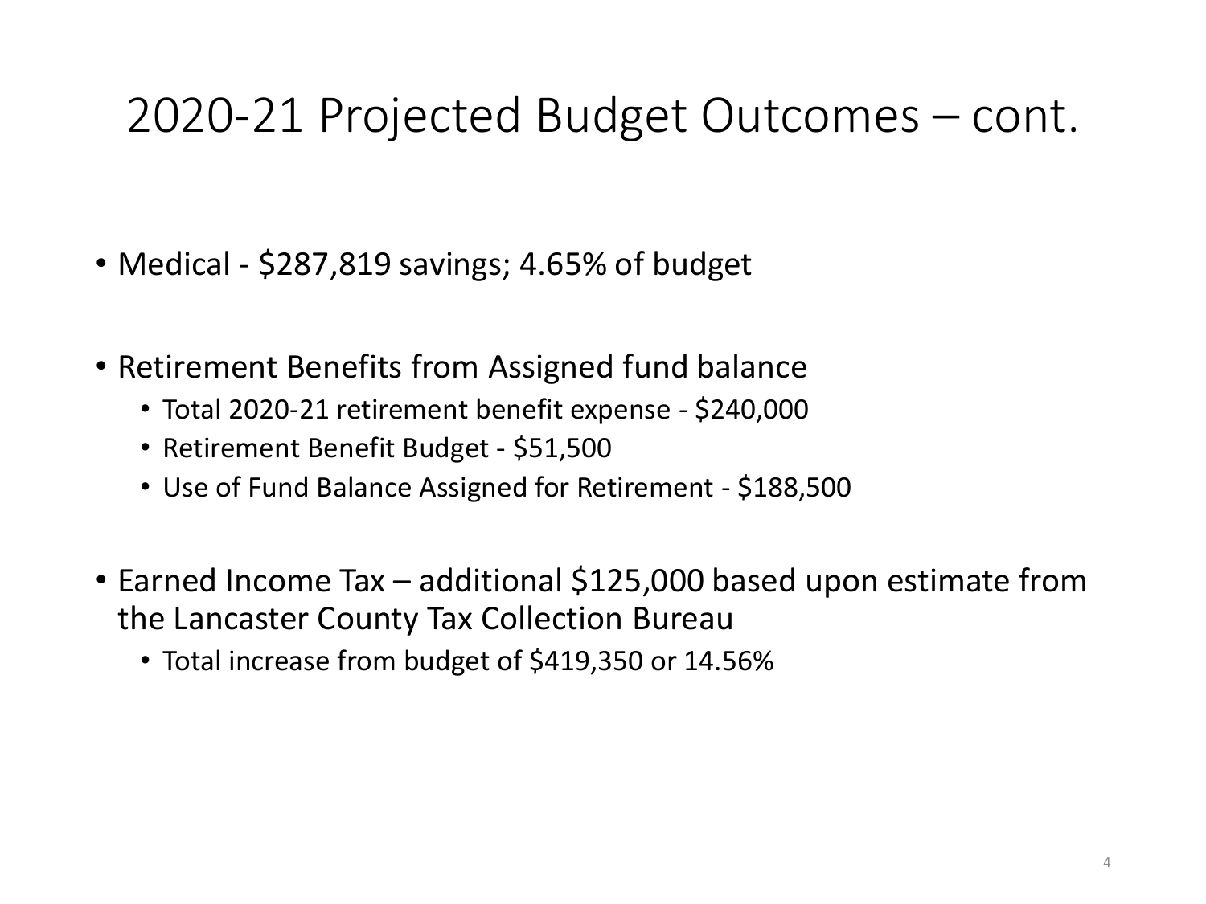# 2020-21 Projected Budget Outcomes – cont.

- Medical - $287,819 savings; 4.65% of budget
- Retirement Benefits from Assigned fund balance
  - Total 2020-21 retirement benefit expense - $240,000
  - Retirement Benefit Budget - $51,500
  - Use of Fund Balance Assigned for Retirement - $188,500
- Earned Income Tax – additional $125,000 based upon estimate from the Lancaster County Tax Collection Bureau
  - Total increase from budget of $419,350 or 14.56%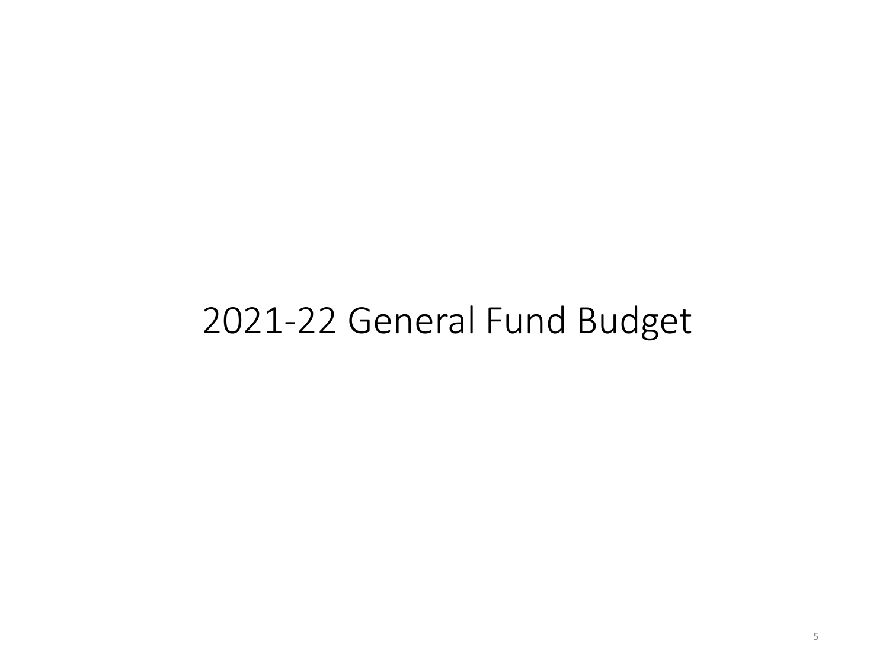# 2021-22 General Fund Budget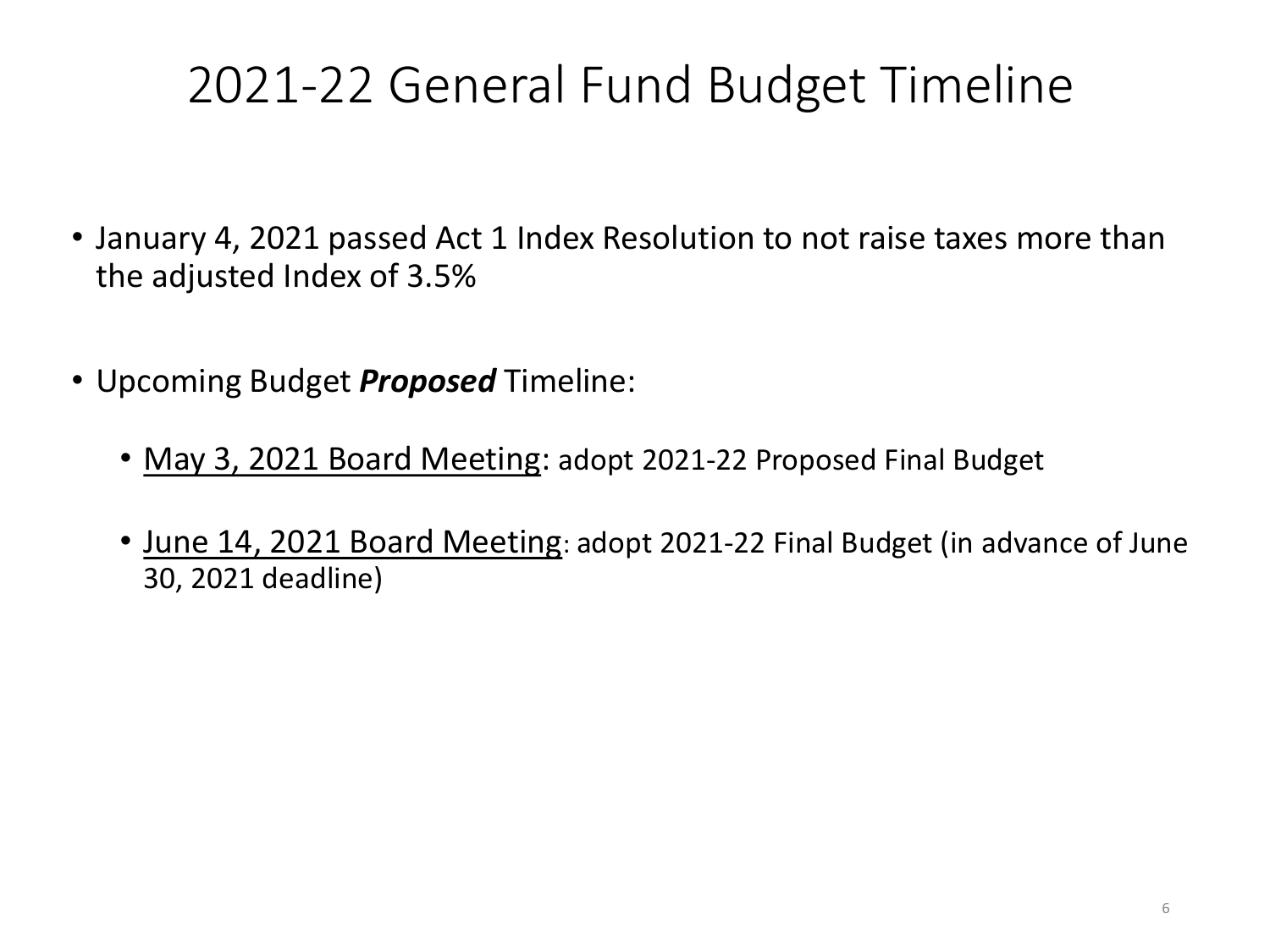# 2021-22 General Fund Budget Timeline

- January 4, 2021 passed Act 1 Index Resolution to not raise taxes more than the adjusted Index of 3.5%

- Upcoming Budget ***Proposed*** Timeline:

  - <u>May 3, 2021 Board Meeting</u>: adopt 2021-22 Proposed Final Budget

  - <u>June 14, 2021 Board Meeting</u>: adopt 2021-22 Final Budget (in advance of June 30, 2021 deadline)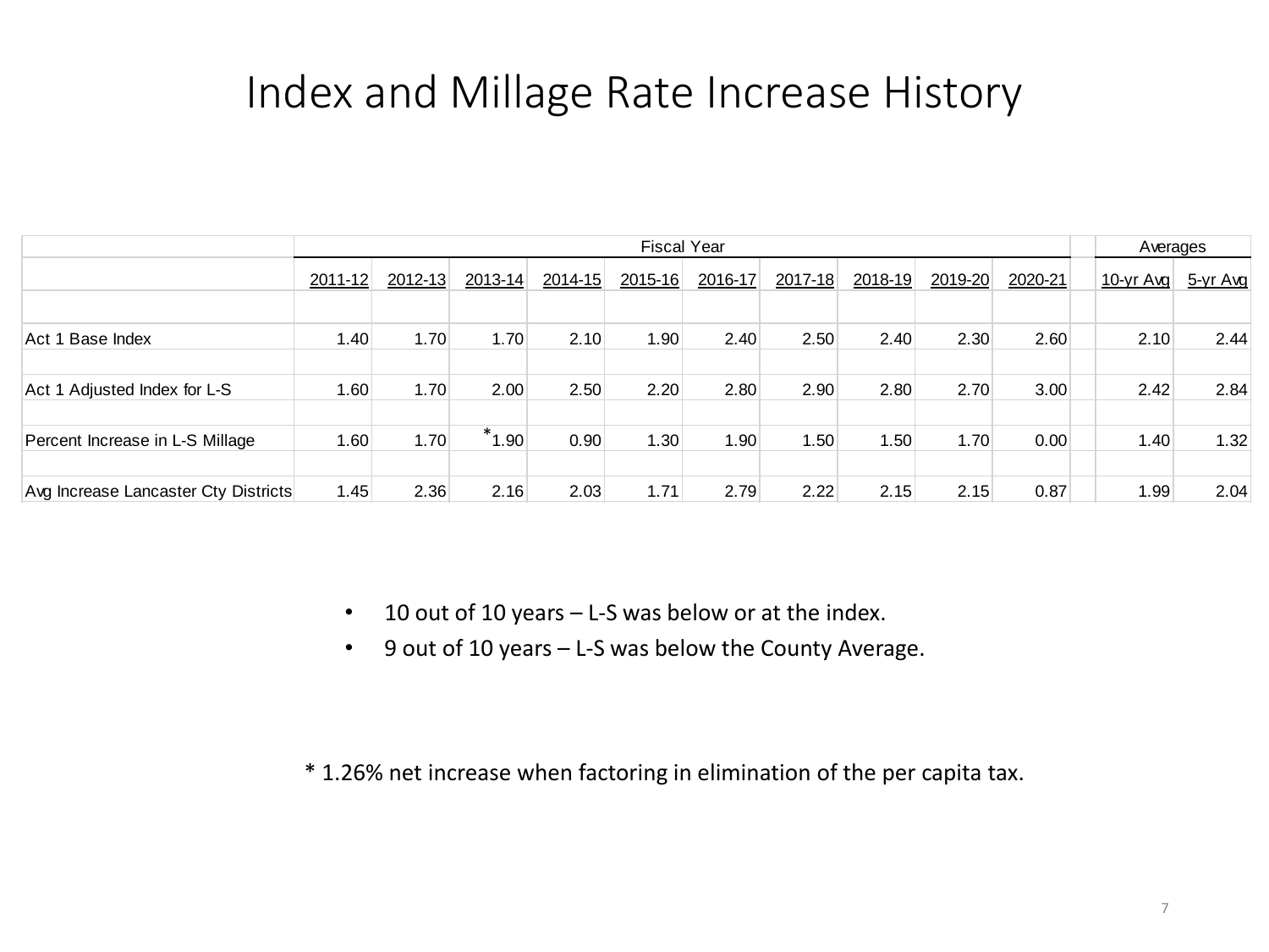# Index and Millage Rate Increase History

| | Fiscal Year | | | | | | | | | | | Averages | |
|---|---|---|---|---|---|---|---|---|---|---|---|---|---|
| | 2011-12 | 2012-13 | 2013-14 | 2014-15 | 2015-16 | 2016-17 | 2017-18 | 2018-19 | 2019-20 | 2020-21 | | 10-yr Avg | 5-yr Avg |
| Act 1 Base Index | 1.40 | 1.70 | 1.70 | 2.10 | 1.90 | 2.40 | 2.50 | 2.40 | 2.30 | 2.60 | | 2.10 | 2.44 |
| Act 1 Adjusted Index for L-S | 1.60 | 1.70 | 2.00 | 2.50 | 2.20 | 2.80 | 2.90 | 2.80 | 2.70 | 3.00 | | 2.42 | 2.84 |
| Percent Increase in L-S Millage | 1.60 | 1.70 | *1.90 | 0.90 | 1.30 | 1.90 | 1.50 | 1.50 | 1.70 | 0.00 | | 1.40 | 1.32 |
| Avg Increase Lancaster Cty Districts | 1.45 | 2.36 | 2.16 | 2.03 | 1.71 | 2.79 | 2.22 | 2.15 | 2.15 | 0.87 | | 1.99 | 2.04 |

- 10 out of 10 years – L-S was below or at the index.
- 9 out of 10 years – L-S was below the County Average.

* 1.26% net increase when factoring in elimination of the per capita tax.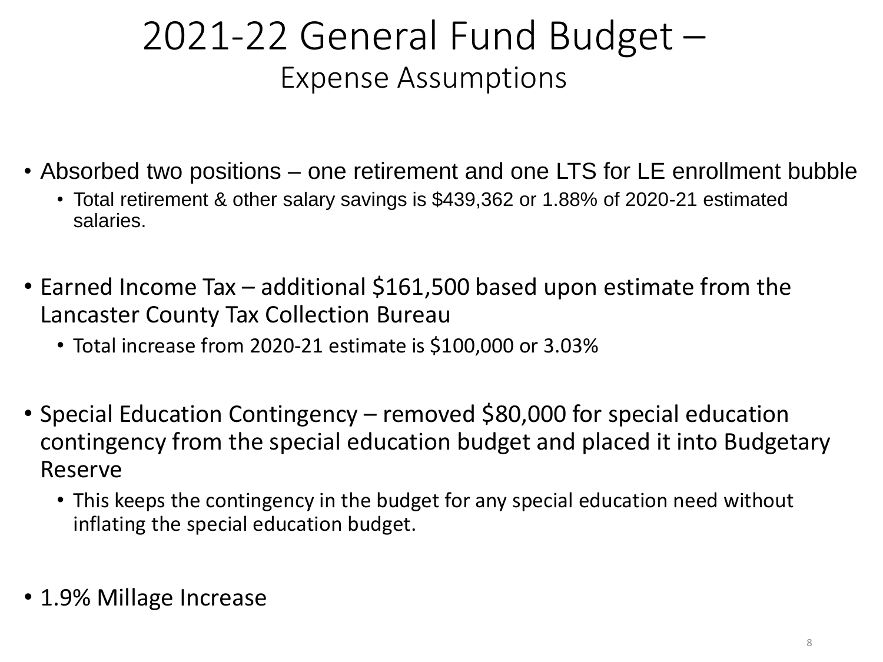# 2021-22 General Fund Budget – Expense Assumptions

- Absorbed two positions – one retirement and one LTS for LE enrollment bubble
  - Total retirement & other salary savings is $439,362 or 1.88% of 2020-21 estimated salaries.

- Earned Income Tax – additional $161,500 based upon estimate from the Lancaster County Tax Collection Bureau
  - Total increase from 2020-21 estimate is $100,000 or 3.03%

- Special Education Contingency – removed $80,000 for special education contingency from the special education budget and placed it into Budgetary Reserve
  - This keeps the contingency in the budget for any special education need without inflating the special education budget.

- 1.9% Millage Increase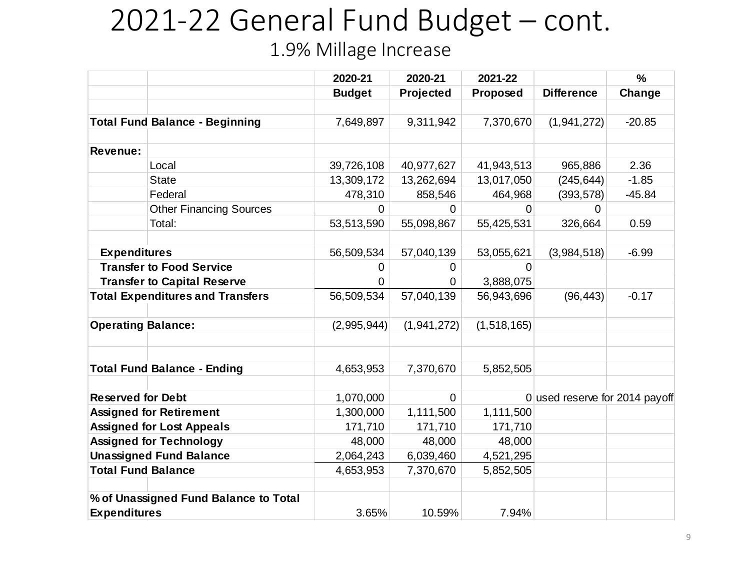# 2021-22 General Fund Budget – cont.

## 1.9% Millage Increase

| | | 2020-21 Budget | 2020-21 Projected | 2021-22 Proposed | Difference | % Change |
|---|---|---|---|---|---|---|
| **Total Fund Balance - Beginning** | | 7,649,897 | 9,311,942 | 7,370,670 | (1,941,272) | -20.85 |
| **Revenue:** | | | | | | |
| | Local | 39,726,108 | 40,977,627 | 41,943,513 | 965,886 | 2.36 |
| | State | 13,309,172 | 13,262,694 | 13,017,050 | (245,644) | -1.85 |
| | Federal | 478,310 | 858,546 | 464,968 | (393,578) | -45.84 |
| | Other Financing Sources | 0 | 0 | 0 | 0 | |
| | Total: | 53,513,590 | 55,098,867 | 55,425,531 | 326,664 | 0.59 |
| **Expenditures** | | 56,509,534 | 57,040,139 | 53,055,621 | (3,984,518) | -6.99 |
| **Transfer to Food Service** | | 0 | 0 | 0 | | |
| **Transfer to Capital Reserve** | | 0 | 0 | 3,888,075 | | |
| **Total Expenditures and Transfers** | | 56,509,534 | 57,040,139 | 56,943,696 | (96,443) | -0.17 |
| **Operating Balance:** | | (2,995,944) | (1,941,272) | (1,518,165) | | |
| **Total Fund Balance - Ending** | | 4,653,953 | 7,370,670 | 5,852,505 | | |
| **Reserved for Debt** | | 1,070,000 | 0 | 0 | used reserve for 2014 payoff | |
| **Assigned for Retirement** | | 1,300,000 | 1,111,500 | 1,111,500 | | |
| **Assigned for Lost Appeals** | | 171,710 | 171,710 | 171,710 | | |
| **Assigned for Technology** | | 48,000 | 48,000 | 48,000 | | |
| **Unassigned Fund Balance** | | 2,064,243 | 6,039,460 | 4,521,295 | | |
| **Total Fund Balance** | | 4,653,953 | 7,370,670 | 5,852,505 | | |
| **% of Unassigned Fund Balance to Total Expenditures** | | 3.65% | 10.59% | 7.94% | | |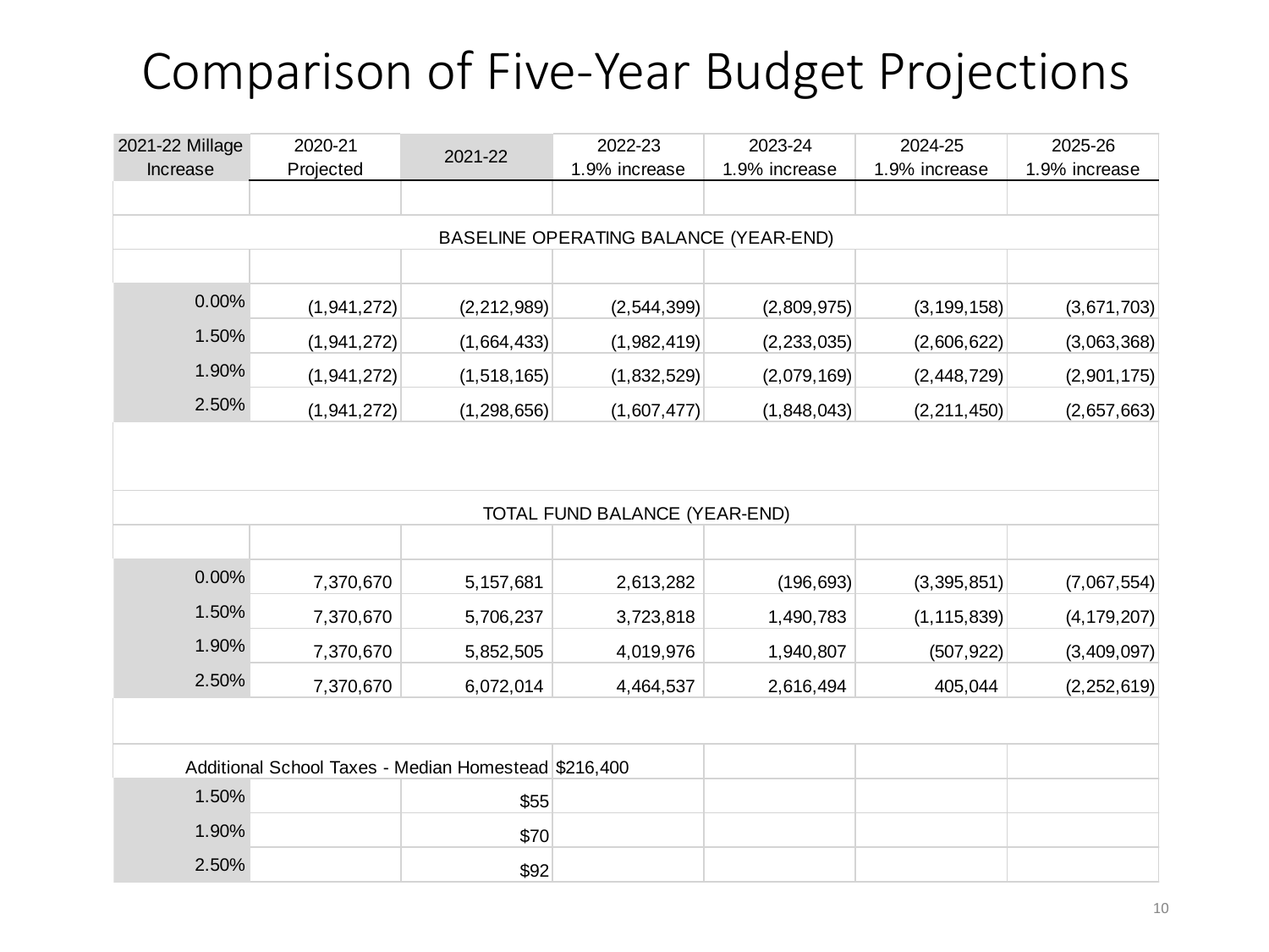# Comparison of Five-Year Budget Projections

| 2021-22 Millage Increase | 2020-21 Projected | 2021-22 | 2022-23 1.9% increase | 2023-24 1.9% increase | 2024-25 1.9% increase | 2025-26 1.9% increase |
|---|---|---|---|---|---|---|
| | | | | | | |
| BASELINE OPERATING BALANCE (YEAR-END) | | | | | | |
| | | | | | | |
| 0.00% | (1,941,272) | (2,212,989) | (2,544,399) | (2,809,975) | (3,199,158) | (3,671,703) |
| 1.50% | (1,941,272) | (1,664,433) | (1,982,419) | (2,233,035) | (2,606,622) | (3,063,368) |
| 1.90% | (1,941,272) | (1,518,165) | (1,832,529) | (2,079,169) | (2,448,729) | (2,901,175) |
| 2.50% | (1,941,272) | (1,298,656) | (1,607,477) | (1,848,043) | (2,211,450) | (2,657,663) |
| | | | | | | |
| TOTAL FUND BALANCE (YEAR-END) | | | | | | |
| | | | | | | |
| 0.00% | 7,370,670 | 5,157,681 | 2,613,282 | (196,693) | (3,395,851) | (7,067,554) |
| 1.50% | 7,370,670 | 5,706,237 | 3,723,818 | 1,490,783 | (1,115,839) | (4,179,207) |
| 1.90% | 7,370,670 | 5,852,505 | 4,019,976 | 1,940,807 | (507,922) | (3,409,097) |
| 2.50% | 7,370,670 | 6,072,014 | 4,464,537 | 2,616,494 | 405,044 | (2,252,619) |
| | | | | | | |
| Additional School Taxes - Median Homestead | | | $216,400 | | | |
| 1.50% | | $55 | | | | |
| 1.90% | | $70 | | | | |
| 2.50% | | $92 | | | | |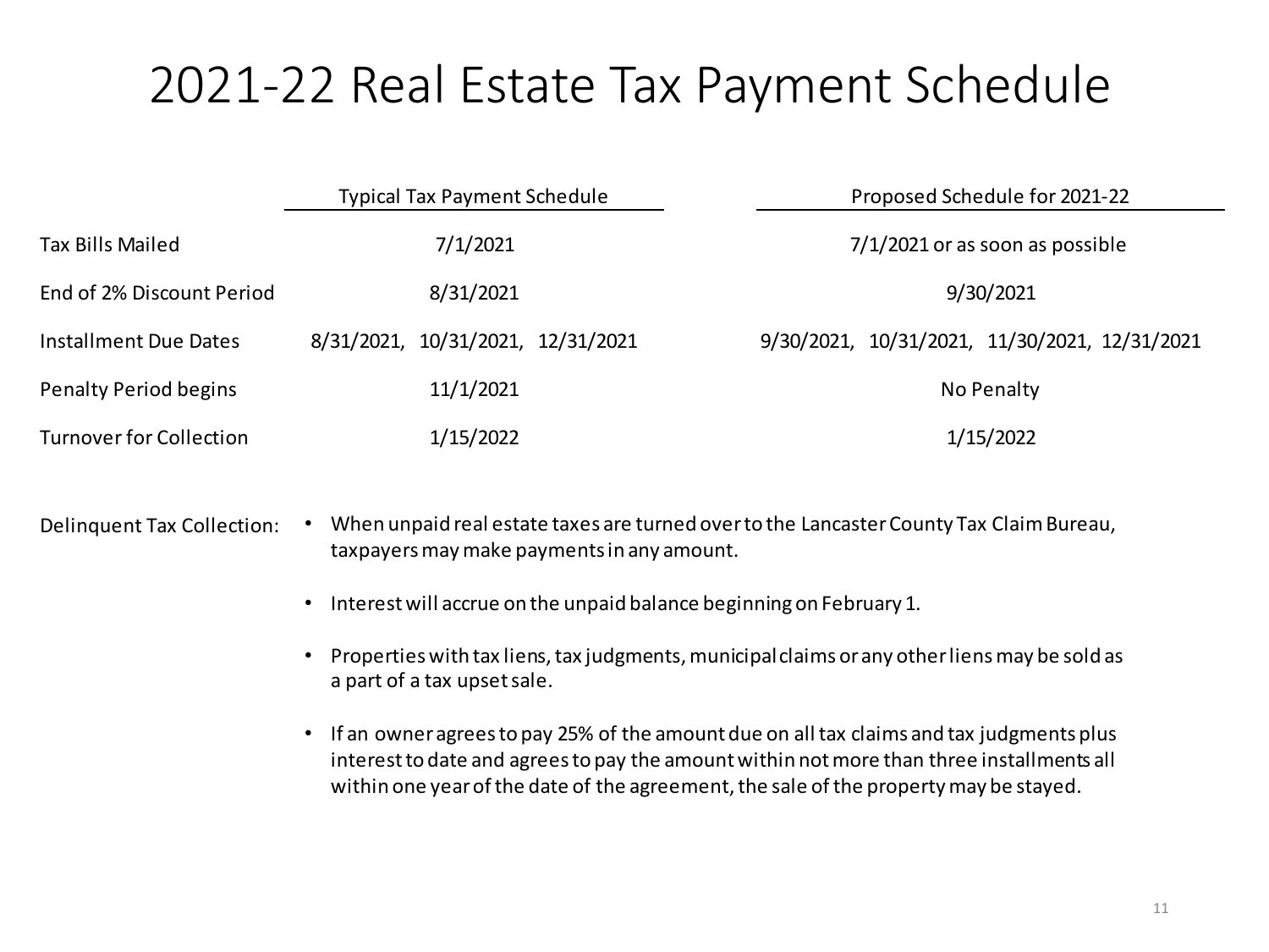# 2021-22 Real Estate Tax Payment Schedule

| | Typical Tax Payment Schedule | Proposed Schedule for 2021-22 |
|---|---|---|
| Tax Bills Mailed | 7/1/2021 | 7/1/2021 or as soon as possible |
| End of 2% Discount Period | 8/31/2021 | 9/30/2021 |
| Installment Due Dates | 8/31/2021, 10/31/2021, 12/31/2021 | 9/30/2021, 10/31/2021, 11/30/2021, 12/31/2021 |
| Penalty Period begins | 11/1/2021 | No Penalty |
| Turnover for Collection | 1/15/2022 | 1/15/2022 |

Delinquent Tax Collection:

- When unpaid real estate taxes are turned over to the Lancaster County Tax Claim Bureau, taxpayers may make payments in any amount.
- Interest will accrue on the unpaid balance beginning on February 1.
- Properties with tax liens, tax judgments, municipal claims or any other liens may be sold as a part of a tax upset sale.
- If an owner agrees to pay 25% of the amount due on all tax claims and tax judgments plus interest to date and agrees to pay the amount within not more than three installments all within one year of the date of the agreement, the sale of the property may be stayed.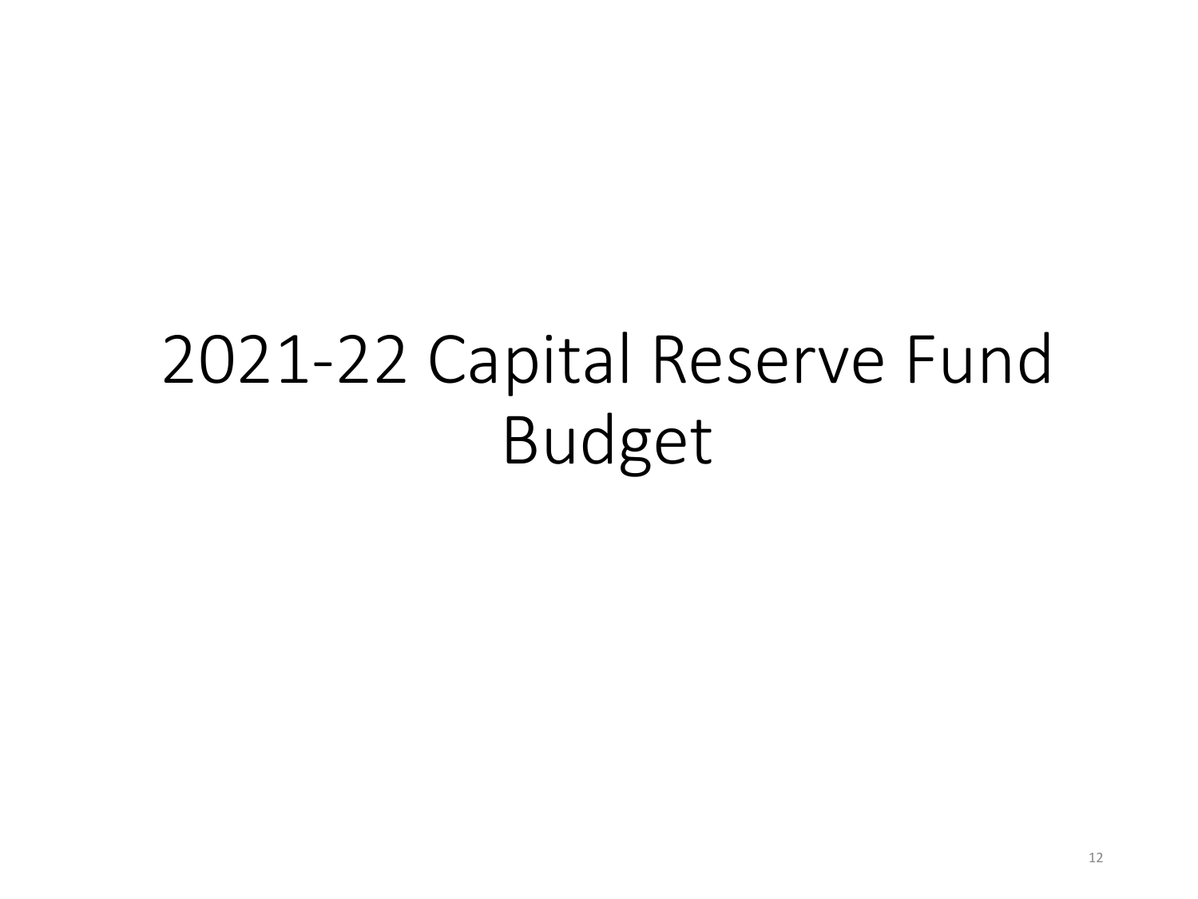# 2021-22 Capital Reserve Fund Budget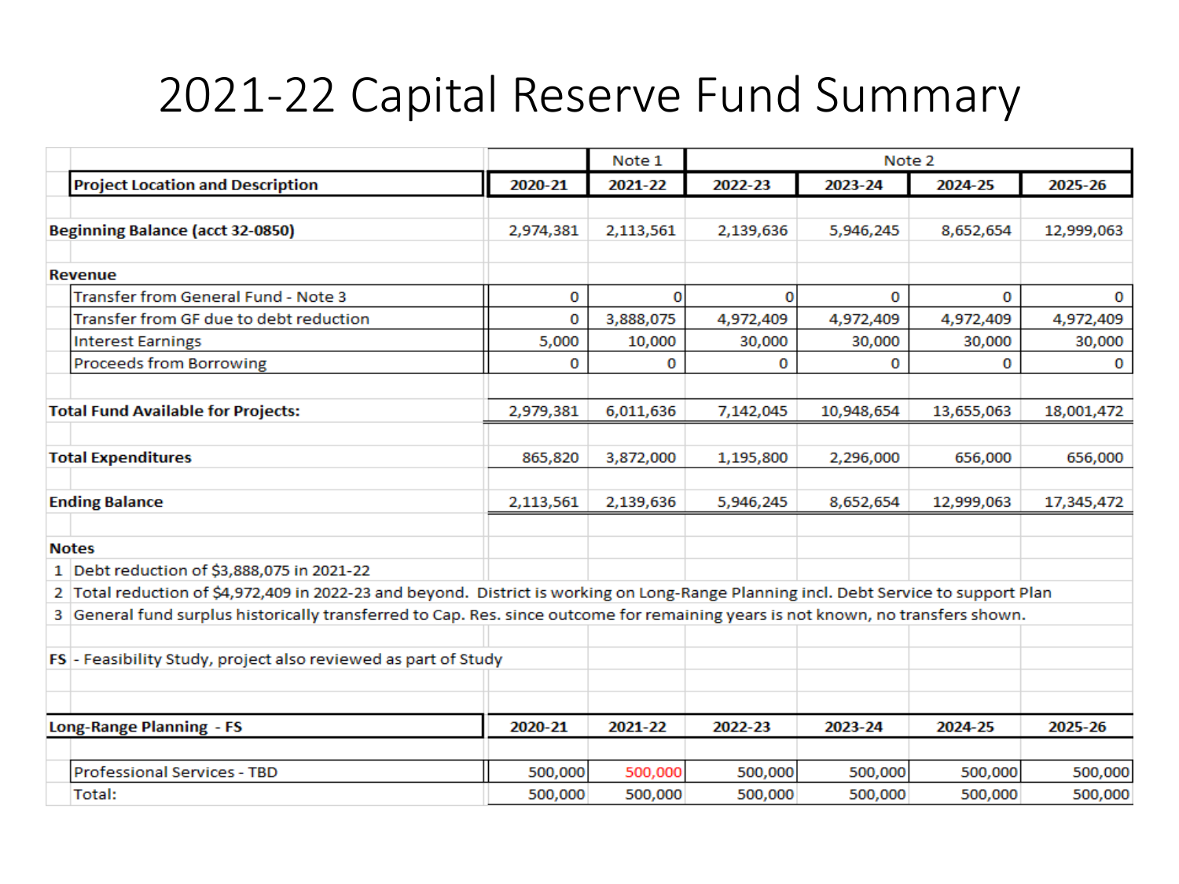# 2021-22 Capital Reserve Fund Summary

| Project Location and Description | 2020-21 | 2021-22 (Note 1) | 2022-23 (Note 2) | 2023-24 | 2024-25 | 2025-26 |
|---|---|---|---|---|---|---|
| **Beginning Balance (acct 32-0850)** | 2,974,381 | 2,113,561 | 2,139,636 | 5,946,245 | 8,652,654 | 12,999,063 |
| **Revenue** | | | | | | |
| Transfer from General Fund - Note 3 | 0 | 0 | 0 | 0 | 0 | 0 |
| Transfer from GF due to debt reduction | 0 | 3,888,075 | 4,972,409 | 4,972,409 | 4,972,409 | 4,972,409 |
| Interest Earnings | 5,000 | 10,000 | 30,000 | 30,000 | 30,000 | 30,000 |
| Proceeds from Borrowing | 0 | 0 | 0 | 0 | 0 | 0 |
| **Total Fund Available for Projects:** | 2,979,381 | 6,011,636 | 7,142,045 | 10,948,654 | 13,655,063 | 18,001,472 |
| **Total Expenditures** | 865,820 | 3,872,000 | 1,195,800 | 2,296,000 | 656,000 | 656,000 |
| **Ending Balance** | 2,113,561 | 2,139,636 | 5,946,245 | 8,652,654 | 12,999,063 | 17,345,472 |

**Notes**

1. Debt reduction of $3,888,075 in 2021-22
2. Total reduction of $4,972,409 in 2022-23 and beyond. District is working on Long-Range Planning incl. Debt Service to support Plan
3. General fund surplus historically transferred to Cap. Res. since outcome for remaining years is not known, no transfers shown.

**FS** - Feasibility Study, project also reviewed as part of Study

| Long-Range Planning - FS | 2020-21 | 2021-22 | 2022-23 | 2023-24 | 2024-25 | 2025-26 |
|---|---|---|---|---|---|---|
| Professional Services - TBD | 500,000 | 500,000 | 500,000 | 500,000 | 500,000 | 500,000 |
| Total: | 500,000 | 500,000 | 500,000 | 500,000 | 500,000 | 500,000 |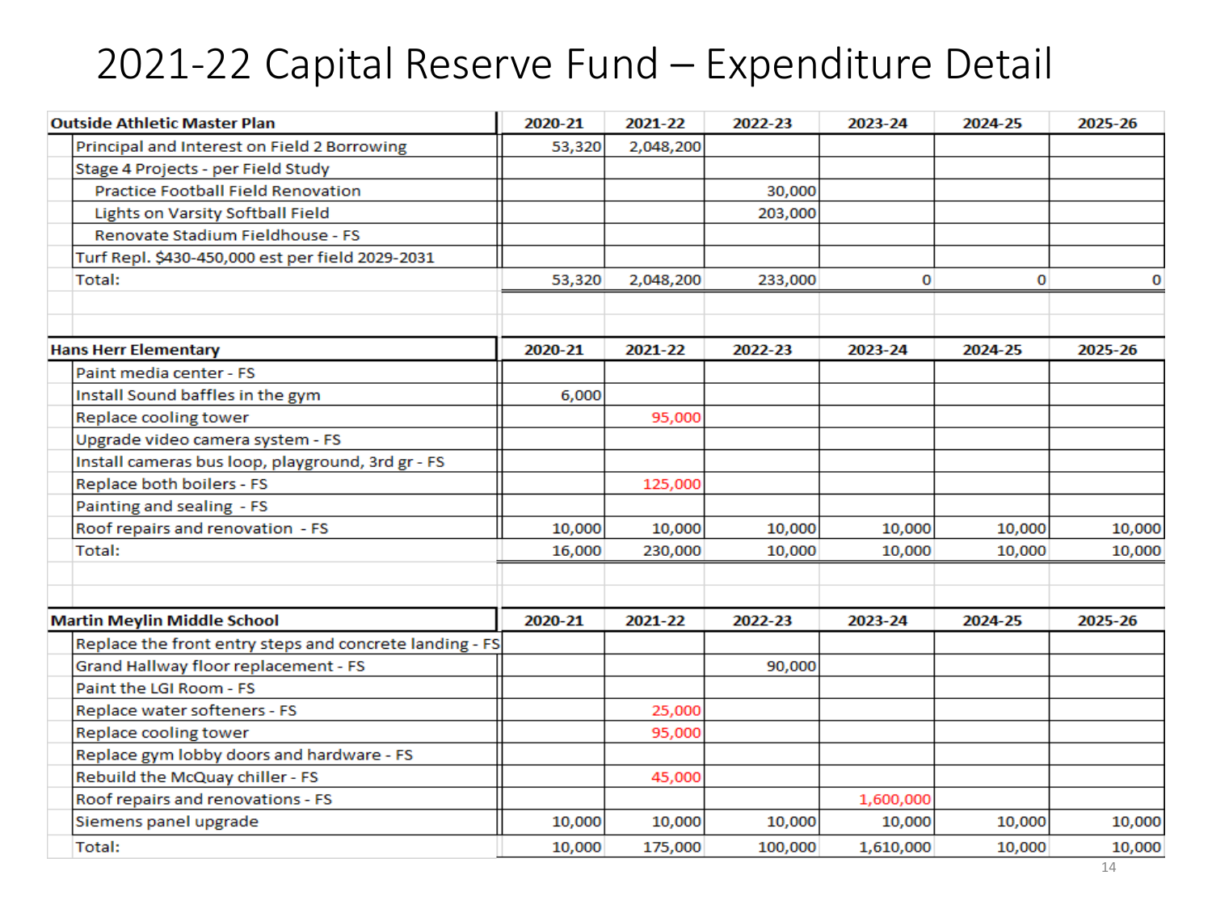# 2021-22 Capital Reserve Fund – Expenditure Detail

| Outside Athletic Master Plan | 2020-21 | 2021-22 | 2022-23 | 2023-24 | 2024-25 | 2025-26 |
|---|---|---|---|---|---|---|
| Principal and Interest on Field 2 Borrowing | 53,320 | 2,048,200 | | | | |
| Stage 4 Projects - per Field Study | | | | | | |
| Practice Football Field Renovation | | | 30,000 | | | |
| Lights on Varsity Softball Field | | | 203,000 | | | |
| Renovate Stadium Fieldhouse - FS | | | | | | |
| Turf Repl. $430-450,000 est per field 2029-2031 | | | | | | |
| Total: | 53,320 | 2,048,200 | 233,000 | 0 | 0 | 0 |

| Hans Herr Elementary | 2020-21 | 2021-22 | 2022-23 | 2023-24 | 2024-25 | 2025-26 |
|---|---|---|---|---|---|---|
| Paint media center - FS | | | | | | |
| Install Sound baffles in the gym | 6,000 | | | | | |
| Replace cooling tower | | 95,000 | | | | |
| Upgrade video camera system - FS | | | | | | |
| Install cameras bus loop, playground, 3rd gr - FS | | | | | | |
| Replace both boilers - FS | | 125,000 | | | | |
| Painting and sealing - FS | | | | | | |
| Roof repairs and renovation - FS | 10,000 | 10,000 | 10,000 | 10,000 | 10,000 | 10,000 |
| Total: | 16,000 | 230,000 | 10,000 | 10,000 | 10,000 | 10,000 |

| Martin Meylin Middle School | 2020-21 | 2021-22 | 2022-23 | 2023-24 | 2024-25 | 2025-26 |
|---|---|---|---|---|---|---|
| Replace the front entry steps and concrete landing - FS | | | | | | |
| Grand Hallway floor replacement - FS | | | 90,000 | | | |
| Paint the LGI Room - FS | | | | | | |
| Replace water softeners - FS | | 25,000 | | | | |
| Replace cooling tower | | 95,000 | | | | |
| Replace gym lobby doors and hardware - FS | | | | | | |
| Rebuild the McQuay chiller - FS | | 45,000 | | | | |
| Roof repairs and renovations - FS | | | | 1,600,000 | | |
| Siemens panel upgrade | 10,000 | 10,000 | 10,000 | 10,000 | 10,000 | 10,000 |
| Total: | 10,000 | 175,000 | 100,000 | 1,610,000 | 10,000 | 10,000 |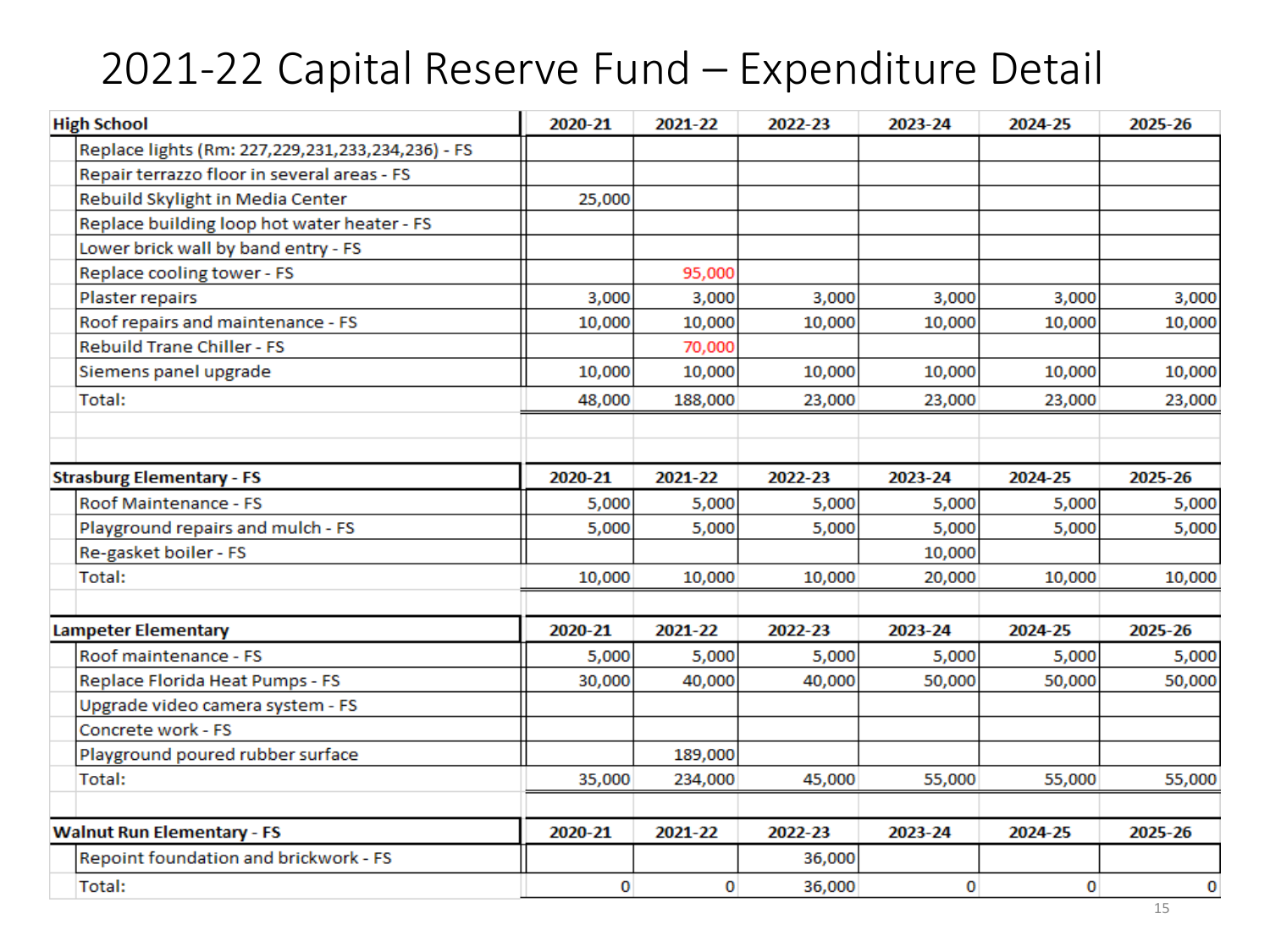# 2021-22 Capital Reserve Fund – Expenditure Detail

| High School | 2020-21 | 2021-22 | 2022-23 | 2023-24 | 2024-25 | 2025-26 |
|---|---|---|---|---|---|---|
| Replace lights (Rm: 227,229,231,233,234,236) - FS | | | | | | |
| Repair terrazzo floor in several areas - FS | | | | | | |
| Rebuild Skylight in Media Center | 25,000 | | | | | |
| Replace building loop hot water heater - FS | | | | | | |
| Lower brick wall by band entry - FS | | | | | | |
| Replace cooling tower - FS | | 95,000 | | | | |
| Plaster repairs | 3,000 | 3,000 | 3,000 | 3,000 | 3,000 | 3,000 |
| Roof repairs and maintenance - FS | 10,000 | 10,000 | 10,000 | 10,000 | 10,000 | 10,000 |
| Rebuild Trane Chiller - FS | | 70,000 | | | | |
| Siemens panel upgrade | 10,000 | 10,000 | 10,000 | 10,000 | 10,000 | 10,000 |
| Total: | 48,000 | 188,000 | 23,000 | 23,000 | 23,000 | 23,000 |

| Strasburg Elementary - FS | 2020-21 | 2021-22 | 2022-23 | 2023-24 | 2024-25 | 2025-26 |
|---|---|---|---|---|---|---|
| Roof Maintenance - FS | 5,000 | 5,000 | 5,000 | 5,000 | 5,000 | 5,000 |
| Playground repairs and mulch - FS | 5,000 | 5,000 | 5,000 | 5,000 | 5,000 | 5,000 |
| Re-gasket boiler - FS | | | | 10,000 | | |
| Total: | 10,000 | 10,000 | 10,000 | 20,000 | 10,000 | 10,000 |

| Lampeter Elementary | 2020-21 | 2021-22 | 2022-23 | 2023-24 | 2024-25 | 2025-26 |
|---|---|---|---|---|---|---|
| Roof maintenance - FS | 5,000 | 5,000 | 5,000 | 5,000 | 5,000 | 5,000 |
| Replace Florida Heat Pumps - FS | 30,000 | 40,000 | 40,000 | 50,000 | 50,000 | 50,000 |
| Upgrade video camera system - FS | | | | | | |
| Concrete work - FS | | | | | | |
| Playground poured rubber surface | | 189,000 | | | | |
| Total: | 35,000 | 234,000 | 45,000 | 55,000 | 55,000 | 55,000 |

| Walnut Run Elementary - FS | 2020-21 | 2021-22 | 2022-23 | 2023-24 | 2024-25 | 2025-26 |
|---|---|---|---|---|---|---|
| Repoint foundation and brickwork - FS | | | 36,000 | | | |
| Total: | 0 | 0 | 36,000 | 0 | 0 | 0 |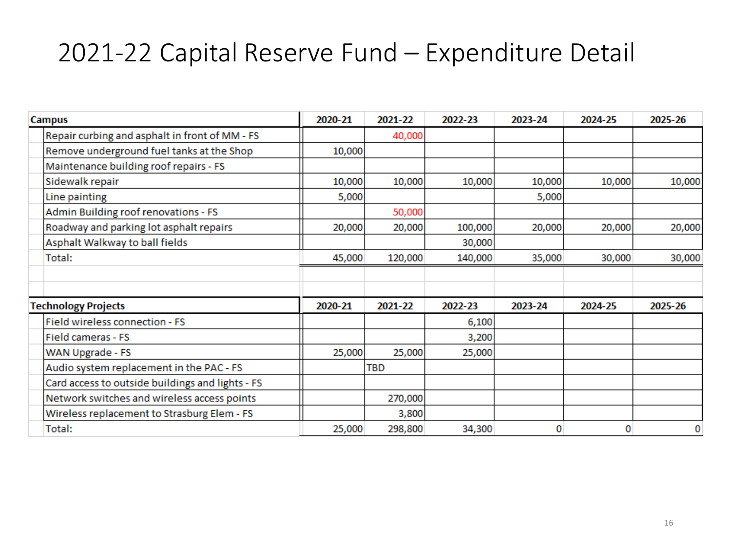# 2021-22 Capital Reserve Fund – Expenditure Detail

| Campus | 2020-21 | 2021-22 | 2022-23 | 2023-24 | 2024-25 | 2025-26 |
|---|---|---|---|---|---|---|
| Repair curbing and asphalt in front of MM - FS | | 40,000 | | | | |
| Remove underground fuel tanks at the Shop | 10,000 | | | | | |
| Maintenance building roof repairs - FS | | | | | | |
| Sidewalk repair | 10,000 | 10,000 | 10,000 | 10,000 | 10,000 | 10,000 |
| Line painting | 5,000 | | | 5,000 | | |
| Admin Building roof renovations - FS | | 50,000 | | | | |
| Roadway and parking lot asphalt repairs | 20,000 | 20,000 | 100,000 | 20,000 | 20,000 | 20,000 |
| Asphalt Walkway to ball fields | | | 30,000 | | | |
| Total: | 45,000 | 120,000 | 140,000 | 35,000 | 30,000 | 30,000 |

| Technology Projects | 2020-21 | 2021-22 | 2022-23 | 2023-24 | 2024-25 | 2025-26 |
|---|---|---|---|---|---|---|
| Field wireless connection - FS | | | 6,100 | | | |
| Field cameras - FS | | | 3,200 | | | |
| WAN Upgrade - FS | 25,000 | 25,000 | 25,000 | | | |
| Audio system replacement in the PAC - FS | | TBD | | | | |
| Card access to outside buildings and lights - FS | | | | | | |
| Network switches and wireless access points | | 270,000 | | | | |
| Wireless replacement to Strasburg Elem - FS | | 3,800 | | | | |
| Total: | 25,000 | 298,800 | 34,300 | 0 | 0 | 0 |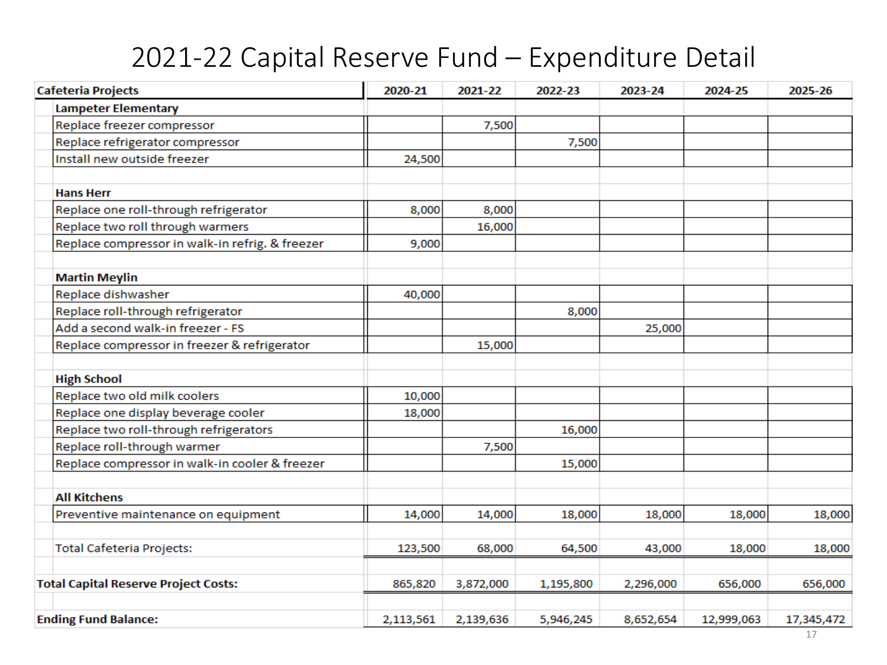# 2021-22 Capital Reserve Fund – Expenditure Detail

| Cafeteria Projects | 2020-21 | 2021-22 | 2022-23 | 2023-24 | 2024-25 | 2025-26 |
|---|---|---|---|---|---|---|
| **Lampeter Elementary** | | | | | | |
| Replace freezer compressor | | 7,500 | | | | |
| Replace refrigerator compressor | | | 7,500 | | | |
| Install new outside freezer | 24,500 | | | | | |
| | | | | | | |
| **Hans Herr** | | | | | | |
| Replace one roll-through refrigerator | 8,000 | 8,000 | | | | |
| Replace two roll through warmers | | 16,000 | | | | |
| Replace compressor in walk-in refrig. & freezer | 9,000 | | | | | |
| | | | | | | |
| **Martin Meylin** | | | | | | |
| Replace dishwasher | 40,000 | | | | | |
| Replace roll-through refrigerator | | | 8,000 | | | |
| Add a second walk-in freezer - FS | | | | 25,000 | | |
| Replace compressor in freezer & refrigerator | | 15,000 | | | | |
| | | | | | | |
| **High School** | | | | | | |
| Replace two old milk coolers | 10,000 | | | | | |
| Replace one display beverage cooler | 18,000 | | | | | |
| Replace two roll-through refrigerators | | | 16,000 | | | |
| Replace roll-through warmer | | 7,500 | | | | |
| Replace compressor in walk-in cooler & freezer | | | 15,000 | | | |
| | | | | | | |
| **All Kitchens** | | | | | | |
| Preventive maintenance on equipment | 14,000 | 14,000 | 18,000 | 18,000 | 18,000 | 18,000 |
| | | | | | | |
| Total Cafeteria Projects: | 123,500 | 68,000 | 64,500 | 43,000 | 18,000 | 18,000 |
| | | | | | | |
| **Total Capital Reserve Project Costs:** | 865,820 | 3,872,000 | 1,195,800 | 2,296,000 | 656,000 | 656,000 |
| | | | | | | |
| **Ending Fund Balance:** | 2,113,561 | 2,139,636 | 5,946,245 | 8,652,654 | 12,999,063 | 17,345,472 |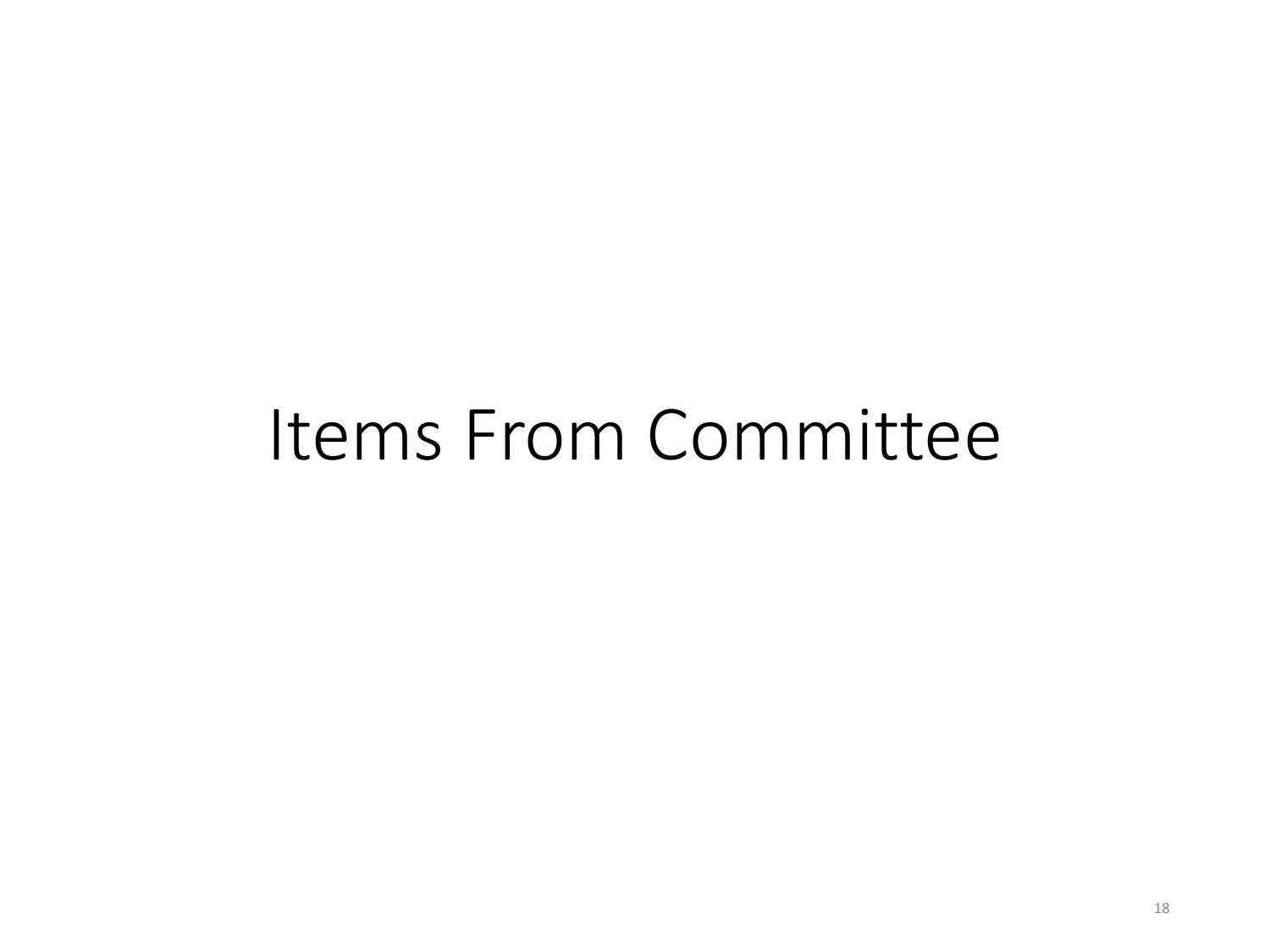# Items From Committee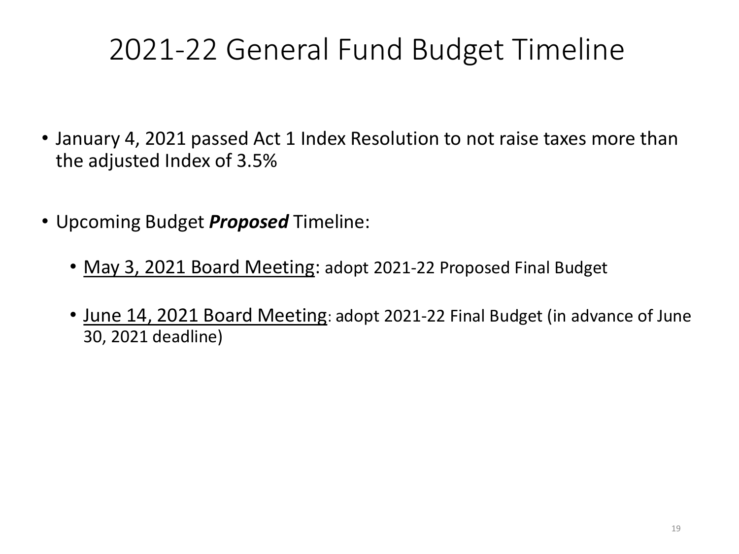# 2021-22 General Fund Budget Timeline

- January 4, 2021 passed Act 1 Index Resolution to not raise taxes more than the adjusted Index of 3.5%

- Upcoming Budget ***Proposed*** Timeline:

  - <u>May 3, 2021 Board Meeting</u>: adopt 2021-22 Proposed Final Budget

  - <u>June 14, 2021 Board Meeting</u>: adopt 2021-22 Final Budget (in advance of June 30, 2021 deadline)